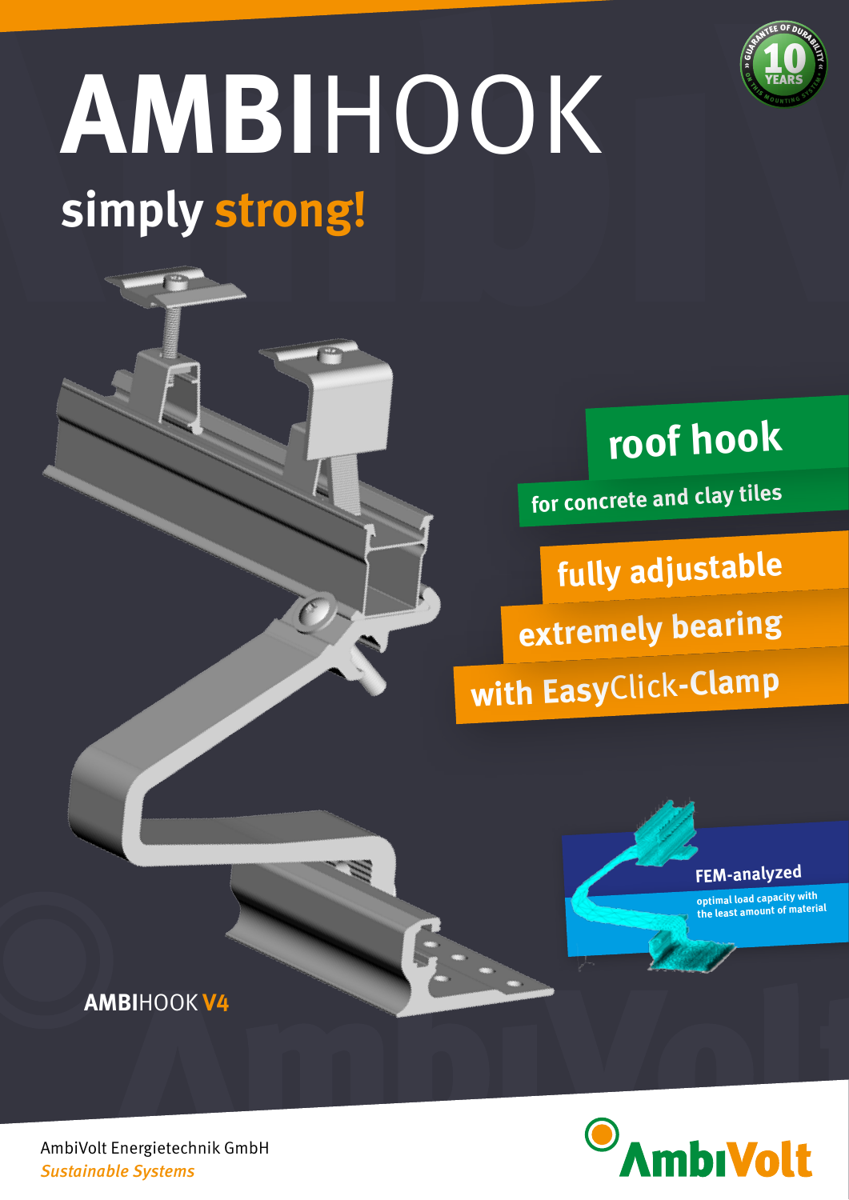# AMBIHOOK

## simply strong!

**roof hook**

for concrete and clay tiles

**fully adjustable**

**extremely bearing**

**with EasyClick-Clamp**

**FEM-analyzed**

optimal load capacity with the least amount of material

**AMBIHOOK V4**

GUARANTEE OF DURABILITY 10 YEARS ON THIS MOUNTING SYSTEM

AmbiVolt Energietechnik GmbH

*Sustainable Systems*

AmbiVolt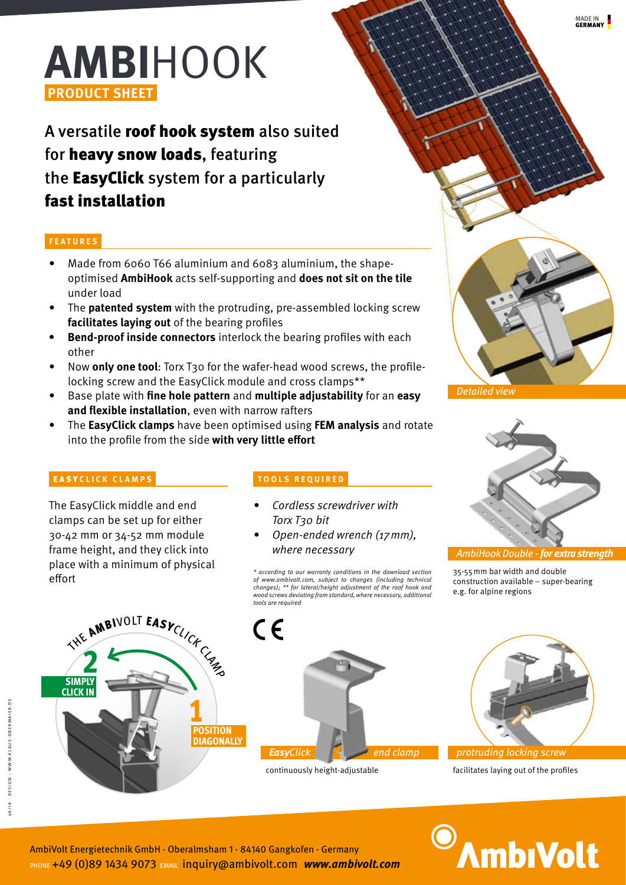MADE IN GERMANY

# AMBIHOOK

## PRODUCT SHEET

A versatile **roof hook system** also suited for **heavy snow loads**, featuring the **EasyClick** system for a particularly **fast installation**

### FEATURES

- Made from 6060 T66 aluminium and 6083 aluminium, the shape-optimised **AmbiHook** acts self-supporting and **does not sit on the tile** under load
- The **patented system** with the protruding, pre-assembled locking screw **facilitates laying out** of the bearing profiles
- **Bend-proof inside connectors** interlock the bearing profiles with each other
- Now **only one tool**: Torx T30 for the wafer-head wood screws, the profile-locking screw and the EasyClick module and cross clamps**
- Base plate with **fine hole pattern** and **multiple adjustability** for an **easy and flexible installation**, even with narrow rafters
- The **EasyClick clamps** have been optimised using **FEM analysis** and rotate into the profile from the side **with very little effort**

*Detailed view*

### EASYCLICK CLAMPS

The EasyClick middle and end clamps can be set up for either 30-42 mm or 34-52 mm module frame height, and they click into place with a minimum of physical effort

### TOOLS REQUIRED

- *Cordless screwdriver with Torx T30 bit*
- *Open-ended wrench (17 mm), where necessary*

*\* according to our warranty conditions in the download section of www.ambivolt.com, subject to changes (including technical changes); \*\* for lateral/height adjustment of the roof hook and wood screws deviating from standard, where necessary, additional tools are required*

*AmbiHook Double - **for extra strength***

35-55 mm bar width and double construction available – super-bearing e.g. for alpine regions

THE AMBIVOLT EASYCLICK CLAMP

1 POSITION DIAGONALLY

2 SIMPLY CLICK IN

CE

***EasyClick** end clamp*

continuously height-adjustable

*protruding locking screw*

facilitates laying out of the profiles

AmbiVolt Energietechnik GmbH · Oberalmsham 1 · 84140 Gangkofen · Germany
PHONE +49 (0)89 1434 9073 EMAIL inquiry@ambivolt.com ***www.ambivolt.com***

AmbiVolt